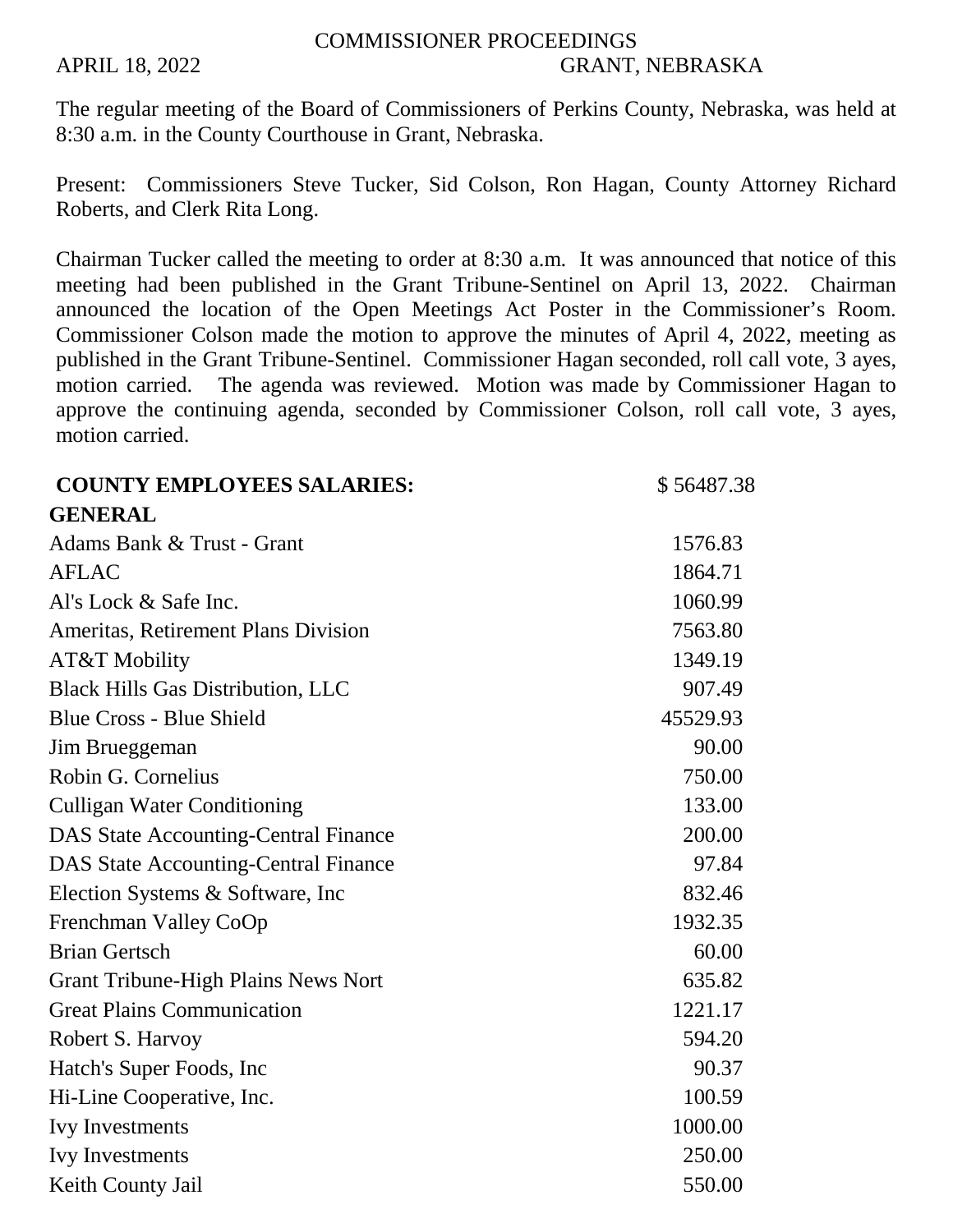# COMMISSIONER PROCEEDINGS

APRIL 18, 2022 GRANT, NEBRASKA

The regular meeting of the Board of Commissioners of Perkins County, Nebraska, was held at 8:30 a.m. in the County Courthouse in Grant, Nebraska.

Present: Commissioners Steve Tucker, Sid Colson, Ron Hagan, County Attorney Richard Roberts, and Clerk Rita Long.

Chairman Tucker called the meeting to order at 8:30 a.m. It was announced that notice of this meeting had been published in the Grant Tribune-Sentinel on April 13, 2022. Chairman announced the location of the Open Meetings Act Poster in the Commissioner's Room. Commissioner Colson made the motion to approve the minutes of April 4, 2022, meeting as published in the Grant Tribune-Sentinel. Commissioner Hagan seconded, roll call vote, 3 ayes, motion carried. The agenda was reviewed. Motion was made by Commissioner Hagan to approve the continuing agenda, seconded by Commissioner Colson, roll call vote, 3 ayes, motion carried.

| **COUNTY EMPLOYEES SALARIES:** | $ 56487.38 |
|---|---|
| **GENERAL** | |
| Adams Bank & Trust - Grant | 1576.83 |
| AFLAC | 1864.71 |
| Al's Lock & Safe Inc. | 1060.99 |
| Ameritas, Retirement Plans Division | 7563.80 |
| AT&T Mobility | 1349.19 |
| Black Hills Gas Distribution, LLC | 907.49 |
| Blue Cross - Blue Shield | 45529.93 |
| Jim Brueggeman | 90.00 |
| Robin G. Cornelius | 750.00 |
| Culligan Water Conditioning | 133.00 |
| DAS State Accounting-Central Finance | 200.00 |
| DAS State Accounting-Central Finance | 97.84 |
| Election Systems & Software, Inc | 832.46 |
| Frenchman Valley CoOp | 1932.35 |
| Brian Gertsch | 60.00 |
| Grant Tribune-High Plains News Nort | 635.82 |
| Great Plains Communication | 1221.17 |
| Robert S. Harvoy | 594.20 |
| Hatch's Super Foods, Inc | 90.37 |
| Hi-Line Cooperative, Inc. | 100.59 |
| Ivy Investments | 1000.00 |
| Ivy Investments | 250.00 |
| Keith County Jail | 550.00 |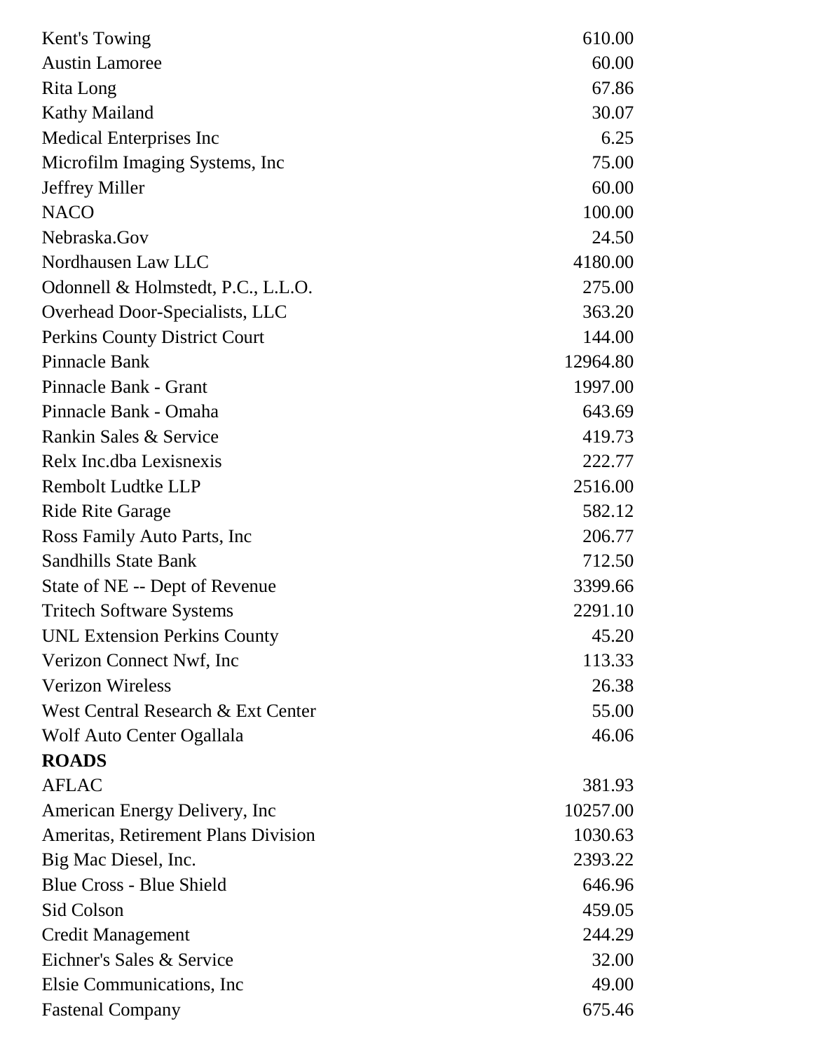| | |
|---|---|
| Kent's Towing | 610.00 |
| Austin Lamoree | 60.00 |
| Rita Long | 67.86 |
| Kathy Mailand | 30.07 |
| Medical Enterprises Inc | 6.25 |
| Microfilm Imaging Systems, Inc | 75.00 |
| Jeffrey Miller | 60.00 |
| NACO | 100.00 |
| Nebraska.Gov | 24.50 |
| Nordhausen Law LLC | 4180.00 |
| Odonnell & Holmstedt, P.C., L.L.O. | 275.00 |
| Overhead Door-Specialists, LLC | 363.20 |
| Perkins County District Court | 144.00 |
| Pinnacle Bank | 12964.80 |
| Pinnacle Bank - Grant | 1997.00 |
| Pinnacle Bank - Omaha | 643.69 |
| Rankin Sales & Service | 419.73 |
| Relx Inc.dba Lexisnexis | 222.77 |
| Rembolt Ludtke LLP | 2516.00 |
| Ride Rite Garage | 582.12 |
| Ross Family Auto Parts, Inc | 206.77 |
| Sandhills State Bank | 712.50 |
| State of NE -- Dept of Revenue | 3399.66 |
| Tritech Software Systems | 2291.10 |
| UNL Extension Perkins County | 45.20 |
| Verizon Connect Nwf, Inc | 113.33 |
| Verizon Wireless | 26.38 |
| West Central Research & Ext Center | 55.00 |
| Wolf Auto Center Ogallala | 46.06 |
| **ROADS** | |
| AFLAC | 381.93 |
| American Energy Delivery, Inc | 10257.00 |
| Ameritas, Retirement Plans Division | 1030.63 |
| Big Mac Diesel, Inc. | 2393.22 |
| Blue Cross - Blue Shield | 646.96 |
| Sid Colson | 459.05 |
| Credit Management | 244.29 |
| Eichner's Sales & Service | 32.00 |
| Elsie Communications, Inc | 49.00 |
| Fastenal Company | 675.46 |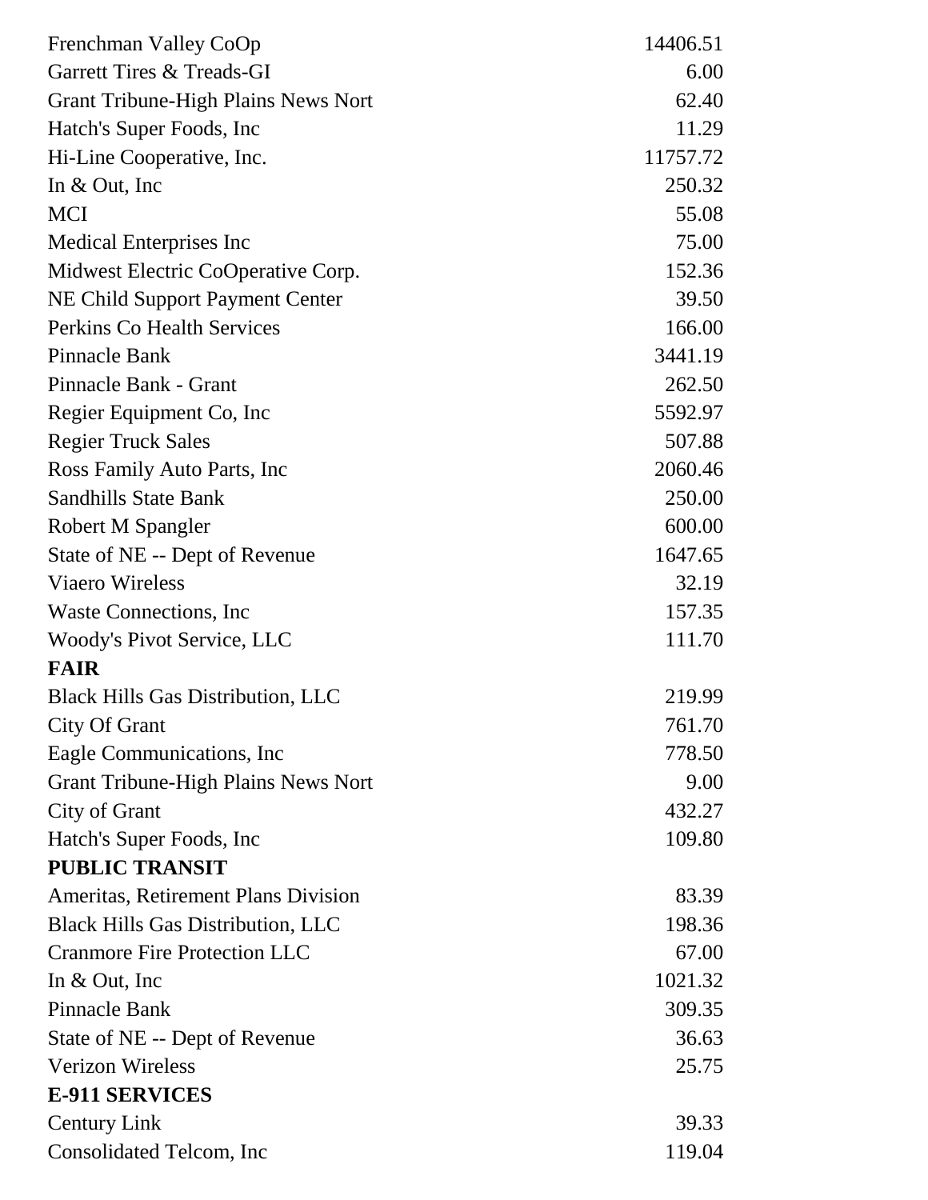| | |
|---|---:|
| Frenchman Valley CoOp | 14406.51 |
| Garrett Tires & Treads-GI | 6.00 |
| Grant Tribune-High Plains News Nort | 62.40 |
| Hatch's Super Foods, Inc | 11.29 |
| Hi-Line Cooperative, Inc. | 11757.72 |
| In & Out, Inc | 250.32 |
| MCI | 55.08 |
| Medical Enterprises Inc | 75.00 |
| Midwest Electric CoOperative Corp. | 152.36 |
| NE Child Support Payment Center | 39.50 |
| Perkins Co Health Services | 166.00 |
| Pinnacle Bank | 3441.19 |
| Pinnacle Bank - Grant | 262.50 |
| Regier Equipment Co, Inc | 5592.97 |
| Regier Truck Sales | 507.88 |
| Ross Family Auto Parts, Inc | 2060.46 |
| Sandhills State Bank | 250.00 |
| Robert M Spangler | 600.00 |
| State of NE -- Dept of Revenue | 1647.65 |
| Viaero Wireless | 32.19 |
| Waste Connections, Inc | 157.35 |
| Woody's Pivot Service, LLC | 111.70 |
| **FAIR** | |
| Black Hills Gas Distribution, LLC | 219.99 |
| City Of Grant | 761.70 |
| Eagle Communications, Inc | 778.50 |
| Grant Tribune-High Plains News Nort | 9.00 |
| City of Grant | 432.27 |
| Hatch's Super Foods, Inc | 109.80 |
| **PUBLIC TRANSIT** | |
| Ameritas, Retirement Plans Division | 83.39 |
| Black Hills Gas Distribution, LLC | 198.36 |
| Cranmore Fire Protection LLC | 67.00 |
| In & Out, Inc | 1021.32 |
| Pinnacle Bank | 309.35 |
| State of NE -- Dept of Revenue | 36.63 |
| Verizon Wireless | 25.75 |
| **E-911 SERVICES** | |
| Century Link | 39.33 |
| Consolidated Telcom, Inc | 119.04 |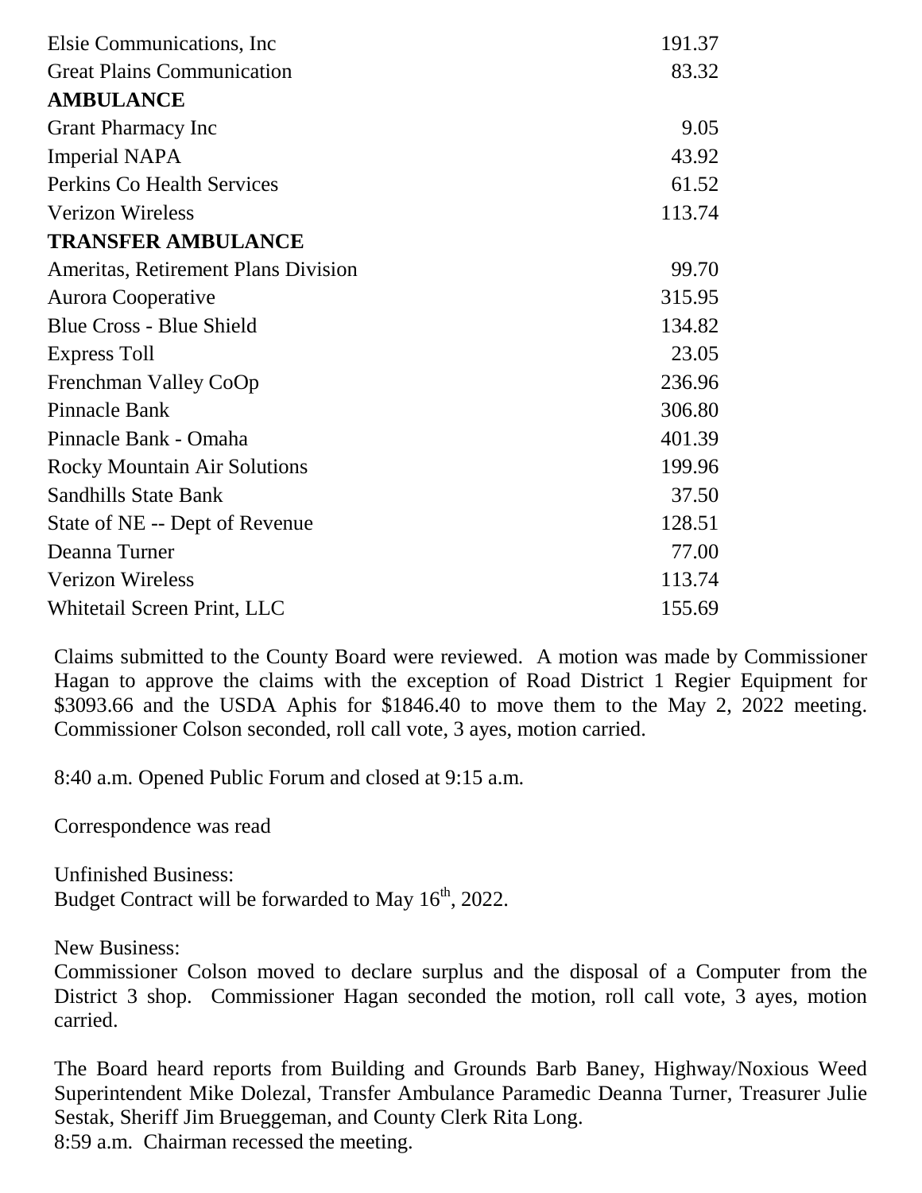| | |
|---|---|
| Elsie Communications, Inc | 191.37 |
| Great Plains Communication | 83.32 |
| **AMBULANCE** | |
| Grant Pharmacy Inc | 9.05 |
| Imperial NAPA | 43.92 |
| Perkins Co Health Services | 61.52 |
| Verizon Wireless | 113.74 |
| **TRANSFER AMBULANCE** | |
| Ameritas, Retirement Plans Division | 99.70 |
| Aurora Cooperative | 315.95 |
| Blue Cross - Blue Shield | 134.82 |
| Express Toll | 23.05 |
| Frenchman Valley CoOp | 236.96 |
| Pinnacle Bank | 306.80 |
| Pinnacle Bank - Omaha | 401.39 |
| Rocky Mountain Air Solutions | 199.96 |
| Sandhills State Bank | 37.50 |
| State of NE -- Dept of Revenue | 128.51 |
| Deanna Turner | 77.00 |
| Verizon Wireless | 113.74 |
| Whitetail Screen Print, LLC | 155.69 |

Claims submitted to the County Board were reviewed. A motion was made by Commissioner Hagan to approve the claims with the exception of Road District 1 Regier Equipment for $3093.66 and the USDA Aphis for $1846.40 to move them to the May 2, 2022 meeting. Commissioner Colson seconded, roll call vote, 3 ayes, motion carried.

8:40 a.m. Opened Public Forum and closed at 9:15 a.m.

Correspondence was read

Unfinished Business:
Budget Contract will be forwarded to May 16th, 2022.

New Business:
Commissioner Colson moved to declare surplus and the disposal of a Computer from the District 3 shop. Commissioner Hagan seconded the motion, roll call vote, 3 ayes, motion carried.

The Board heard reports from Building and Grounds Barb Baney, Highway/Noxious Weed Superintendent Mike Dolezal, Transfer Ambulance Paramedic Deanna Turner, Treasurer Julie Sestak, Sheriff Jim Brueggeman, and County Clerk Rita Long.
8:59 a.m. Chairman recessed the meeting.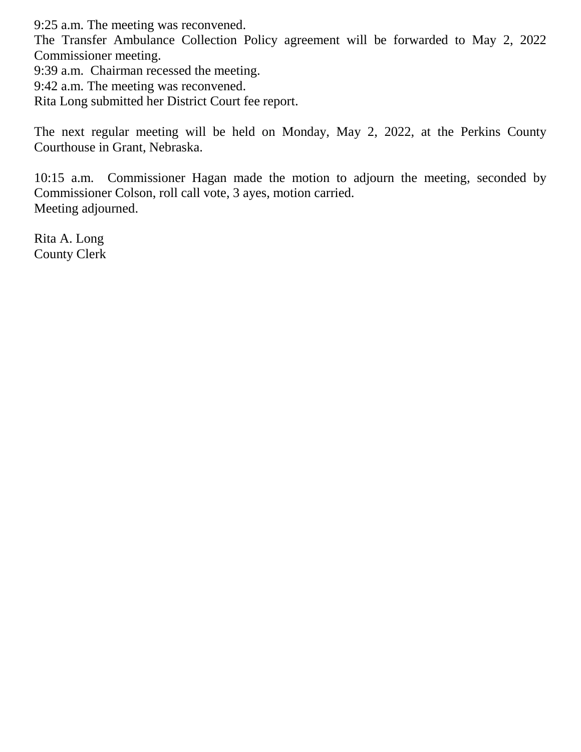9:25 a.m. The meeting was reconvened.
The Transfer Ambulance Collection Policy agreement will be forwarded to May 2, 2022 Commissioner meeting.
9:39 a.m. Chairman recessed the meeting.
9:42 a.m. The meeting was reconvened.
Rita Long submitted her District Court fee report.

The next regular meeting will be held on Monday, May 2, 2022, at the Perkins County Courthouse in Grant, Nebraska.

10:15 a.m. Commissioner Hagan made the motion to adjourn the meeting, seconded by Commissioner Colson, roll call vote, 3 ayes, motion carried.
Meeting adjourned.

Rita A. Long
County Clerk